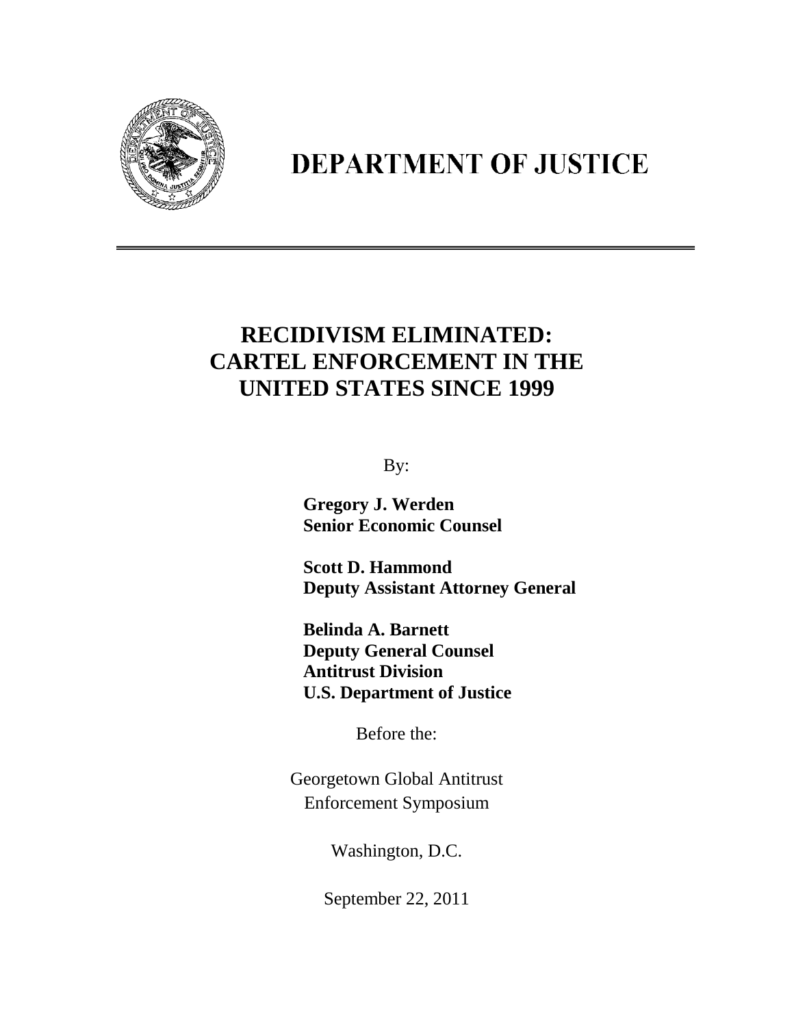# DEPARTMENT OF JUSTICE

---

## RECIDIVISM ELIMINATED: CARTEL ENFORCEMENT IN THE UNITED STATES SINCE 1999

By:

**Gregory J. Werden**
**Senior Economic Counsel**

**Scott D. Hammond**
**Deputy Assistant Attorney General**

**Belinda A. Barnett**
**Deputy General Counsel**
**Antitrust Division**
**U.S. Department of Justice**

Before the:

Georgetown Global Antitrust Enforcement Symposium

Washington, D.C.

September 22, 2011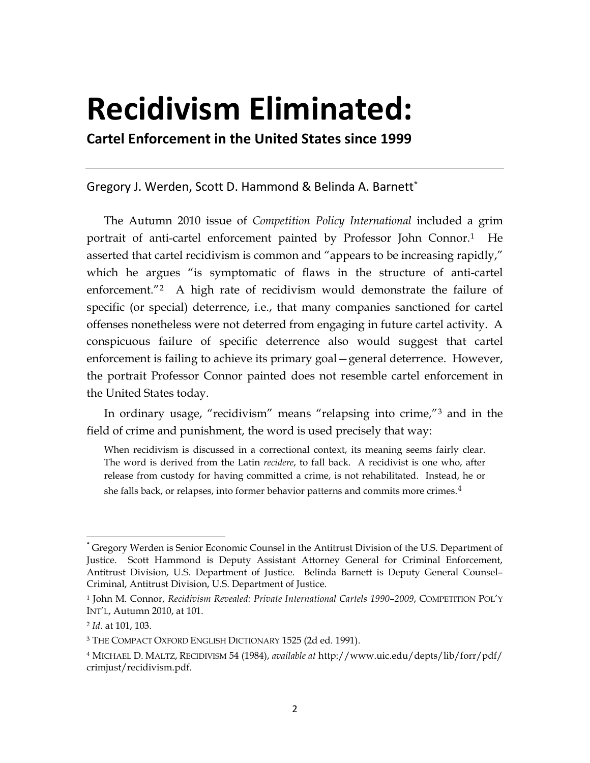# Recidivism Eliminated:

## Cartel Enforcement in the United States since 1999

Gregory J. Werden, Scott D. Hammond & Belinda A. Barnett[*]

The Autumn 2010 issue of *Competition Policy International* included a grim portrait of anti-cartel enforcement painted by Professor John Connor.[1] He asserted that cartel recidivism is common and "appears to be increasing rapidly," which he argues "is symptomatic of flaws in the structure of anti-cartel enforcement."[2] A high rate of recidivism would demonstrate the failure of specific (or special) deterrence, i.e., that many companies sanctioned for cartel offenses nonetheless were not deterred from engaging in future cartel activity. A conspicuous failure of specific deterrence also would suggest that cartel enforcement is failing to achieve its primary goal—general deterrence. However, the portrait Professor Connor painted does not resemble cartel enforcement in the United States today.

In ordinary usage, "recidivism" means "relapsing into crime,"[3] and in the field of crime and punishment, the word is used precisely that way:

> When recidivism is discussed in a correctional context, its meaning seems fairly clear. The word is derived from the Latin *recidere*, to fall back. A recidivist is one who, after release from custody for having committed a crime, is not rehabilitated. Instead, he or she falls back, or relapses, into former behavior patterns and commits more crimes.[4]

---

[*] Gregory Werden is Senior Economic Counsel in the Antitrust Division of the U.S. Department of Justice. Scott Hammond is Deputy Assistant Attorney General for Criminal Enforcement, Antitrust Division, U.S. Department of Justice. Belinda Barnett is Deputy General Counsel–Criminal, Antitrust Division, U.S. Department of Justice.

[1] John M. Connor, *Recidivism Revealed: Private International Cartels 1990–2009*, COMPETITION POL'Y INT'L, Autumn 2010, at 101.

[2] *Id.* at 101, 103.

[3] THE COMPACT OXFORD ENGLISH DICTIONARY 1525 (2d ed. 1991).

[4] MICHAEL D. MALTZ, RECIDIVISM 54 (1984), *available at* http://www.uic.edu/depts/lib/forr/pdf/crimjust/recidivism.pdf.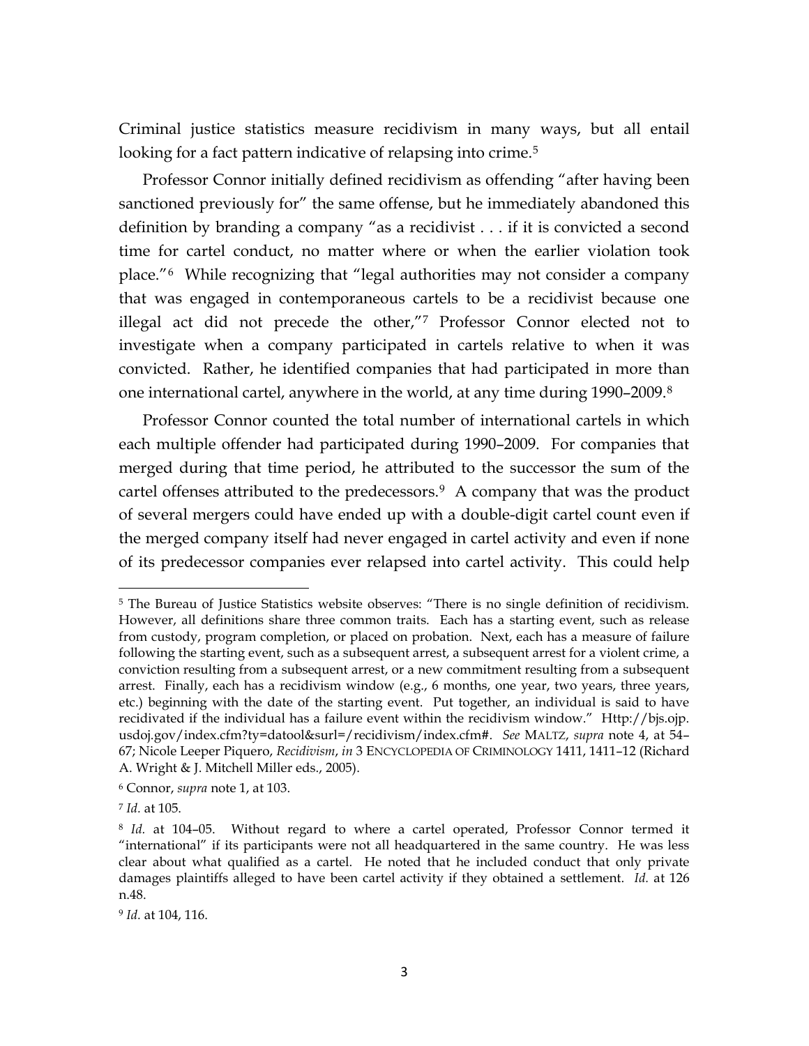Criminal justice statistics measure recidivism in many ways, but all entail looking for a fact pattern indicative of relapsing into crime.[5]

Professor Connor initially defined recidivism as offending "after having been sanctioned previously for" the same offense, but he immediately abandoned this definition by branding a company "as a recidivist . . . if it is convicted a second time for cartel conduct, no matter where or when the earlier violation took place."[6] While recognizing that "legal authorities may not consider a company that was engaged in contemporaneous cartels to be a recidivist because one illegal act did not precede the other,"[7] Professor Connor elected not to investigate when a company participated in cartels relative to when it was convicted. Rather, he identified companies that had participated in more than one international cartel, anywhere in the world, at any time during 1990–2009.[8]

Professor Connor counted the total number of international cartels in which each multiple offender had participated during 1990–2009. For companies that merged during that time period, he attributed to the successor the sum of the cartel offenses attributed to the predecessors.[9] A company that was the product of several mergers could have ended up with a double-digit cartel count even if the merged company itself had never engaged in cartel activity and even if none of its predecessor companies ever relapsed into cartel activity. This could help

---

[5] The Bureau of Justice Statistics website observes: "There is no single definition of recidivism. However, all definitions share three common traits. Each has a starting event, such as release from custody, program completion, or placed on probation. Next, each has a measure of failure following the starting event, such as a subsequent arrest, a subsequent arrest for a violent crime, a conviction resulting from a subsequent arrest, or a new commitment resulting from a subsequent arrest. Finally, each has a recidivism window (e.g., 6 months, one year, two years, three years, etc.) beginning with the date of the starting event. Put together, an individual is said to have recidivated if the individual has a failure event within the recidivism window." Http://bjs.ojp.usdoj.gov/index.cfm?ty=datool&surl=/recidivism/index.cfm#. *See* MALTZ, *supra* note 4, at 54–67; Nicole Leeper Piquero, *Recidivism*, *in* 3 ENCYCLOPEDIA OF CRIMINOLOGY 1411, 1411–12 (Richard A. Wright & J. Mitchell Miller eds., 2005).

[6] Connor, *supra* note 1, at 103.

[7] *Id.* at 105.

[8] *Id.* at 104–05. Without regard to where a cartel operated, Professor Connor termed it "international" if its participants were not all headquartered in the same country. He was less clear about what qualified as a cartel. He noted that he included conduct that only private damages plaintiffs alleged to have been cartel activity if they obtained a settlement. *Id.* at 126 n.48.

[9] *Id.* at 104, 116.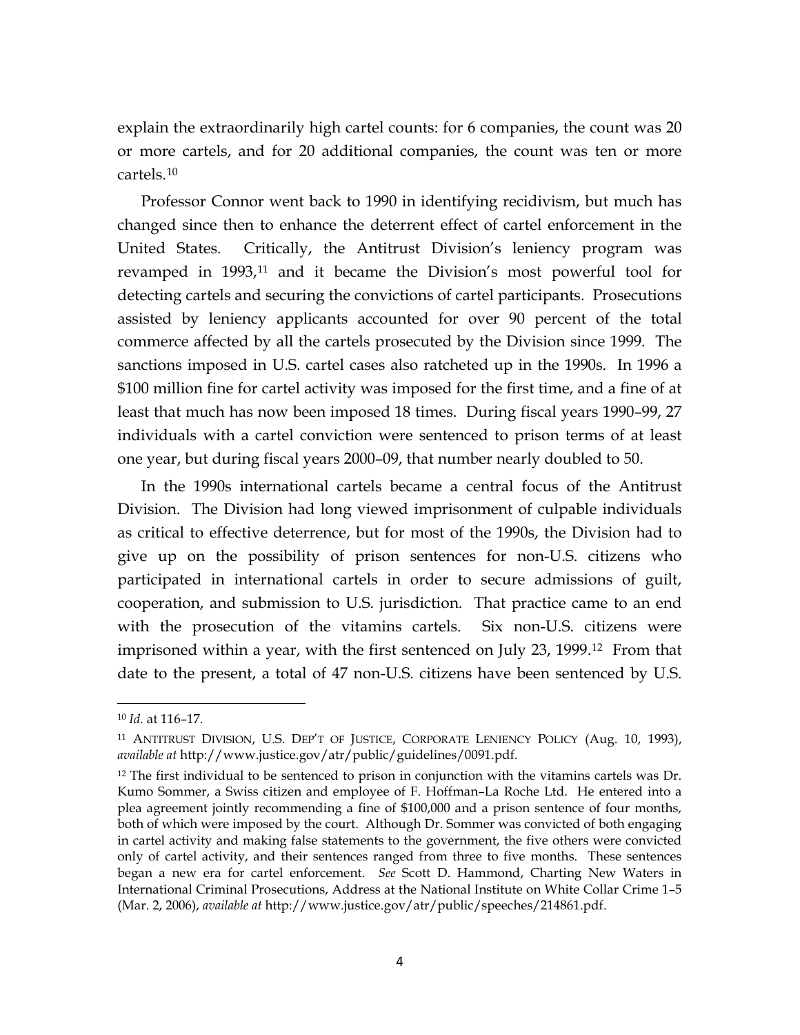explain the extraordinarily high cartel counts: for 6 companies, the count was 20 or more cartels, and for 20 additional companies, the count was ten or more cartels.[10]

Professor Connor went back to 1990 in identifying recidivism, but much has changed since then to enhance the deterrent effect of cartel enforcement in the United States. Critically, the Antitrust Division's leniency program was revamped in 1993,[11] and it became the Division's most powerful tool for detecting cartels and securing the convictions of cartel participants. Prosecutions assisted by leniency applicants accounted for over 90 percent of the total commerce affected by all the cartels prosecuted by the Division since 1999. The sanctions imposed in U.S. cartel cases also ratcheted up in the 1990s. In 1996 a $100 million fine for cartel activity was imposed for the first time, and a fine of at least that much has now been imposed 18 times. During fiscal years 1990–99, 27 individuals with a cartel conviction were sentenced to prison terms of at least one year, but during fiscal years 2000–09, that number nearly doubled to 50.

In the 1990s international cartels became a central focus of the Antitrust Division. The Division had long viewed imprisonment of culpable individuals as critical to effective deterrence, but for most of the 1990s, the Division had to give up on the possibility of prison sentences for non-U.S. citizens who participated in international cartels in order to secure admissions of guilt, cooperation, and submission to U.S. jurisdiction. That practice came to an end with the prosecution of the vitamins cartels. Six non-U.S. citizens were imprisoned within a year, with the first sentenced on July 23, 1999.[12] From that date to the present, a total of 47 non-U.S. citizens have been sentenced by U.S.

---

[10] *Id.* at 116–17.

[11] ANTITRUST DIVISION, U.S. DEP'T OF JUSTICE, CORPORATE LENIENCY POLICY (Aug. 10, 1993), *available at* http://www.justice.gov/atr/public/guidelines/0091.pdf.

[12] The first individual to be sentenced to prison in conjunction with the vitamins cartels was Dr. Kumo Sommer, a Swiss citizen and employee of F. Hoffman–La Roche Ltd. He entered into a plea agreement jointly recommending a fine of $100,000 and a prison sentence of four months, both of which were imposed by the court. Although Dr. Sommer was convicted of both engaging in cartel activity and making false statements to the government, the five others were convicted only of cartel activity, and their sentences ranged from three to five months. These sentences began a new era for cartel enforcement. *See* Scott D. Hammond, Charting New Waters in International Criminal Prosecutions, Address at the National Institute on White Collar Crime 1–5 (Mar. 2, 2006), *available at* http://www.justice.gov/atr/public/speeches/214861.pdf.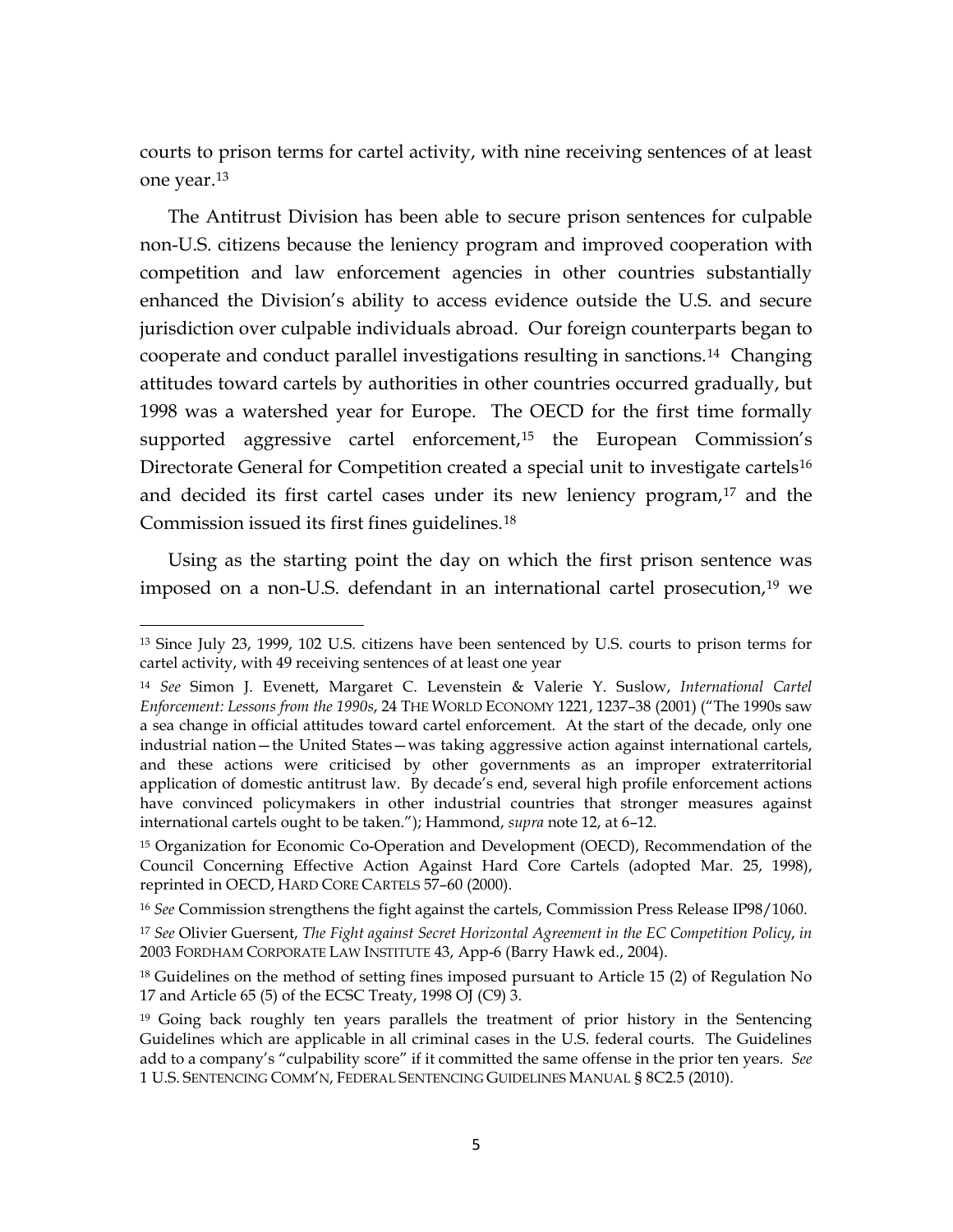courts to prison terms for cartel activity, with nine receiving sentences of at least one year.[13]

The Antitrust Division has been able to secure prison sentences for culpable non-U.S. citizens because the leniency program and improved cooperation with competition and law enforcement agencies in other countries substantially enhanced the Division's ability to access evidence outside the U.S. and secure jurisdiction over culpable individuals abroad. Our foreign counterparts began to cooperate and conduct parallel investigations resulting in sanctions.[14] Changing attitudes toward cartels by authorities in other countries occurred gradually, but 1998 was a watershed year for Europe. The OECD for the first time formally supported aggressive cartel enforcement,[15] the European Commission's Directorate General for Competition created a special unit to investigate cartels[16] and decided its first cartel cases under its new leniency program,[17] and the Commission issued its first fines guidelines.[18]

Using as the starting point the day on which the first prison sentence was imposed on a non-U.S. defendant in an international cartel prosecution,[19] we

---

[13] Since July 23, 1999, 102 U.S. citizens have been sentenced by U.S. courts to prison terms for cartel activity, with 49 receiving sentences of at least one year

[14] *See* Simon J. Evenett, Margaret C. Levenstein & Valerie Y. Suslow, *International Cartel Enforcement: Lessons from the 1990s*, 24 THE WORLD ECONOMY 1221, 1237–38 (2001) ("The 1990s saw a sea change in official attitudes toward cartel enforcement. At the start of the decade, only one industrial nation—the United States—was taking aggressive action against international cartels, and these actions were criticised by other governments as an improper extraterritorial application of domestic antitrust law. By decade's end, several high profile enforcement actions have convinced policymakers in other industrial countries that stronger measures against international cartels ought to be taken."); Hammond, *supra* note 12, at 6–12.

[15] Organization for Economic Co-Operation and Development (OECD), Recommendation of the Council Concerning Effective Action Against Hard Core Cartels (adopted Mar. 25, 1998), reprinted in OECD, HARD CORE CARTELS 57–60 (2000).

[16] *See* Commission strengthens the fight against the cartels, Commission Press Release IP98/1060.

[17] *See* Olivier Guersent, *The Fight against Secret Horizontal Agreement in the EC Competition Policy*, *in* 2003 FORDHAM CORPORATE LAW INSTITUTE 43, App-6 (Barry Hawk ed., 2004).

[18] Guidelines on the method of setting fines imposed pursuant to Article 15 (2) of Regulation No 17 and Article 65 (5) of the ECSC Treaty, 1998 OJ (C9) 3.

[19] Going back roughly ten years parallels the treatment of prior history in the Sentencing Guidelines which are applicable in all criminal cases in the U.S. federal courts. The Guidelines add to a company's "culpability score" if it committed the same offense in the prior ten years. *See* 1 U.S. SENTENCING COMM'N, FEDERAL SENTENCING GUIDELINES MANUAL § 8C2.5 (2010).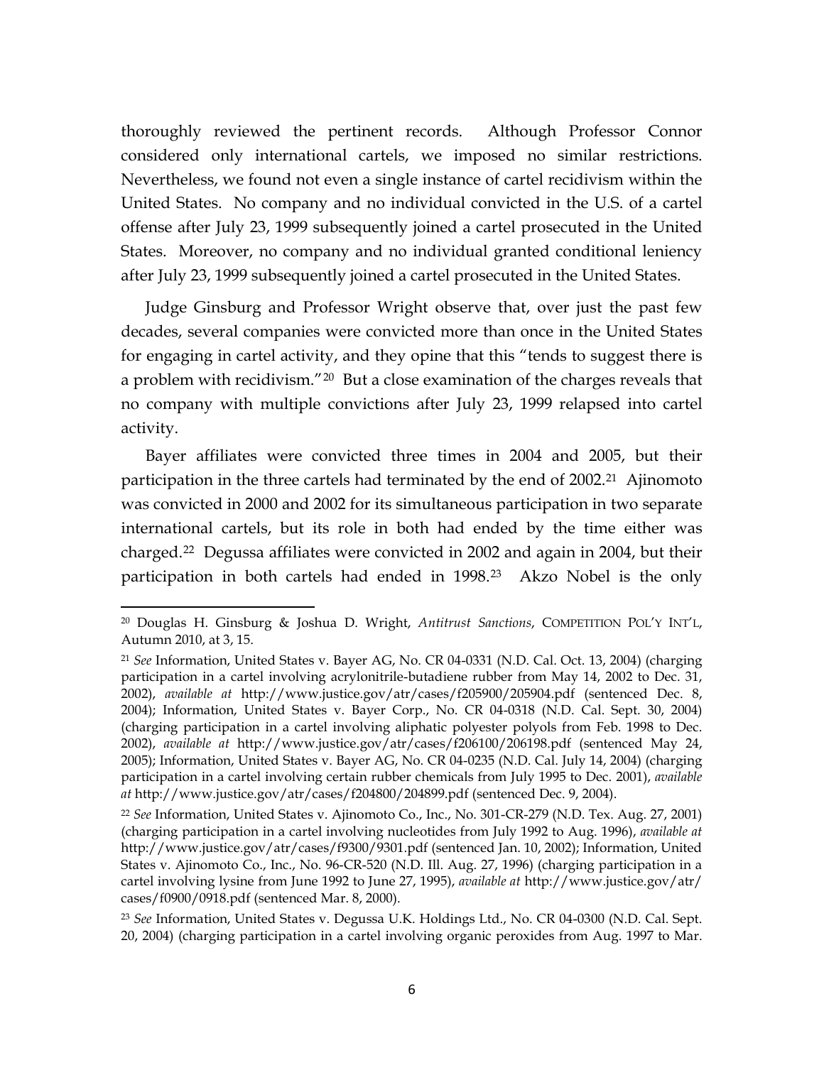thoroughly reviewed the pertinent records. Although Professor Connor considered only international cartels, we imposed no similar restrictions. Nevertheless, we found not even a single instance of cartel recidivism within the United States. No company and no individual convicted in the U.S. of a cartel offense after July 23, 1999 subsequently joined a cartel prosecuted in the United States. Moreover, no company and no individual granted conditional leniency after July 23, 1999 subsequently joined a cartel prosecuted in the United States.

Judge Ginsburg and Professor Wright observe that, over just the past few decades, several companies were convicted more than once in the United States for engaging in cartel activity, and they opine that this "tends to suggest there is a problem with recidivism."[20] But a close examination of the charges reveals that no company with multiple convictions after July 23, 1999 relapsed into cartel activity.

Bayer affiliates were convicted three times in 2004 and 2005, but their participation in the three cartels had terminated by the end of 2002.[21] Ajinomoto was convicted in 2000 and 2002 for its simultaneous participation in two separate international cartels, but its role in both had ended by the time either was charged.[22] Degussa affiliates were convicted in 2002 and again in 2004, but their participation in both cartels had ended in 1998.[23] Akzo Nobel is the only

---

[20] Douglas H. Ginsburg & Joshua D. Wright, *Antitrust Sanctions*, COMPETITION POL'Y INT'L, Autumn 2010, at 3, 15.

[21] *See* Information, United States v. Bayer AG, No. CR 04-0331 (N.D. Cal. Oct. 13, 2004) (charging participation in a cartel involving acrylonitrile-butadiene rubber from May 14, 2002 to Dec. 31, 2002), *available at* http://www.justice.gov/atr/cases/f205900/205904.pdf (sentenced Dec. 8, 2004); Information, United States v. Bayer Corp., No. CR 04-0318 (N.D. Cal. Sept. 30, 2004) (charging participation in a cartel involving aliphatic polyester polyols from Feb. 1998 to Dec. 2002), *available at* http://www.justice.gov/atr/cases/f206100/206198.pdf (sentenced May 24, 2005); Information, United States v. Bayer AG, No. CR 04-0235 (N.D. Cal. July 14, 2004) (charging participation in a cartel involving certain rubber chemicals from July 1995 to Dec. 2001), *available at* http://www.justice.gov/atr/cases/f204800/204899.pdf (sentenced Dec. 9, 2004).

[22] *See* Information, United States v. Ajinomoto Co., Inc., No. 301-CR-279 (N.D. Tex. Aug. 27, 2001) (charging participation in a cartel involving nucleotides from July 1992 to Aug. 1996), *available at* http://www.justice.gov/atr/cases/f9300/9301.pdf (sentenced Jan. 10, 2002); Information, United States v. Ajinomoto Co., Inc., No. 96-CR-520 (N.D. Ill. Aug. 27, 1996) (charging participation in a cartel involving lysine from June 1992 to June 27, 1995), *available at* http://www.justice.gov/atr/cases/f0900/0918.pdf (sentenced Mar. 8, 2000).

[23] *See* Information, United States v. Degussa U.K. Holdings Ltd., No. CR 04-0300 (N.D. Cal. Sept. 20, 2004) (charging participation in a cartel involving organic peroxides from Aug. 1997 to Mar.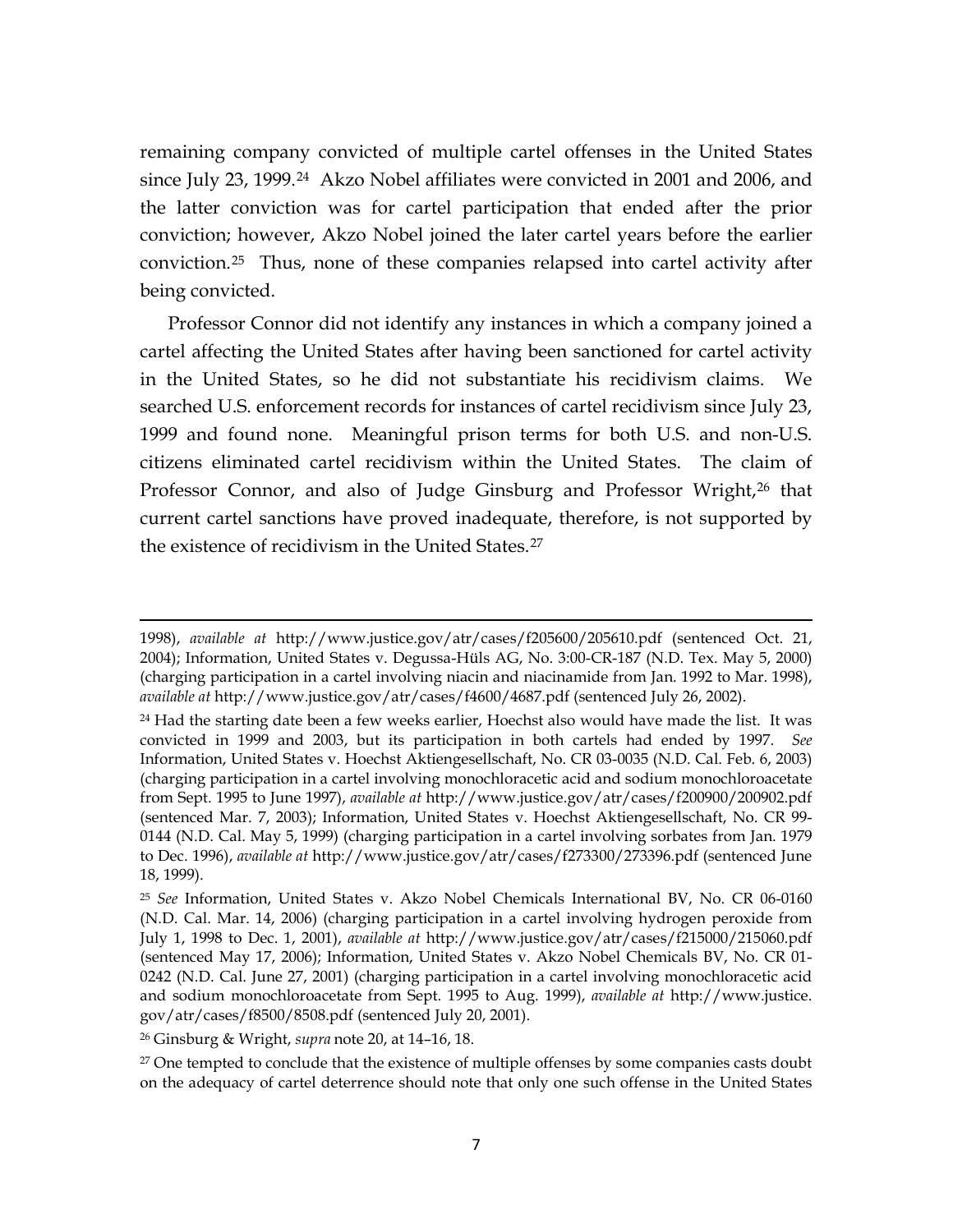remaining company convicted of multiple cartel offenses in the United States since July 23, 1999.[24] Akzo Nobel affiliates were convicted in 2001 and 2006, and the latter conviction was for cartel participation that ended after the prior conviction; however, Akzo Nobel joined the later cartel years before the earlier conviction.[25] Thus, none of these companies relapsed into cartel activity after being convicted.

Professor Connor did not identify any instances in which a company joined a cartel affecting the United States after having been sanctioned for cartel activity in the United States, so he did not substantiate his recidivism claims. We searched U.S. enforcement records for instances of cartel recidivism since July 23, 1999 and found none. Meaningful prison terms for both U.S. and non-U.S. citizens eliminated cartel recidivism within the United States. The claim of Professor Connor, and also of Judge Ginsburg and Professor Wright,[26] that current cartel sanctions have proved inadequate, therefore, is not supported by the existence of recidivism in the United States.[27]

---

1998), *available at* http://www.justice.gov/atr/cases/f205600/205610.pdf (sentenced Oct. 21, 2004); Information, United States v. Degussa-Hüls AG, No. 3:00-CR-187 (N.D. Tex. May 5, 2000) (charging participation in a cartel involving niacin and niacinamide from Jan. 1992 to Mar. 1998), *available at* http://www.justice.gov/atr/cases/f4600/4687.pdf (sentenced July 26, 2002).

[24] Had the starting date been a few weeks earlier, Hoechst also would have made the list. It was convicted in 1999 and 2003, but its participation in both cartels had ended by 1997. *See* Information, United States v. Hoechst Aktiengesellschaft, No. CR 03-0035 (N.D. Cal. Feb. 6, 2003) (charging participation in a cartel involving monochloracetic acid and sodium monochloroacetate from Sept. 1995 to June 1997), *available at* http://www.justice.gov/atr/cases/f200900/200902.pdf (sentenced Mar. 7, 2003); Information, United States v. Hoechst Aktiengesellschaft, No. CR 99-0144 (N.D. Cal. May 5, 1999) (charging participation in a cartel involving sorbates from Jan. 1979 to Dec. 1996), *available at* http://www.justice.gov/atr/cases/f273300/273396.pdf (sentenced June 18, 1999).

[25] *See* Information, United States v. Akzo Nobel Chemicals International BV, No. CR 06-0160 (N.D. Cal. Mar. 14, 2006) (charging participation in a cartel involving hydrogen peroxide from July 1, 1998 to Dec. 1, 2001), *available at* http://www.justice.gov/atr/cases/f215000/215060.pdf (sentenced May 17, 2006); Information, United States v. Akzo Nobel Chemicals BV, No. CR 01-0242 (N.D. Cal. June 27, 2001) (charging participation in a cartel involving monochloracetic acid and sodium monochloroacetate from Sept. 1995 to Aug. 1999), *available at* http://www.justice.gov/atr/cases/f8500/8508.pdf (sentenced July 20, 2001).

[26] Ginsburg & Wright, *supra* note 20, at 14–16, 18.

[27] One tempted to conclude that the existence of multiple offenses by some companies casts doubt on the adequacy of cartel deterrence should note that only one such offense in the United States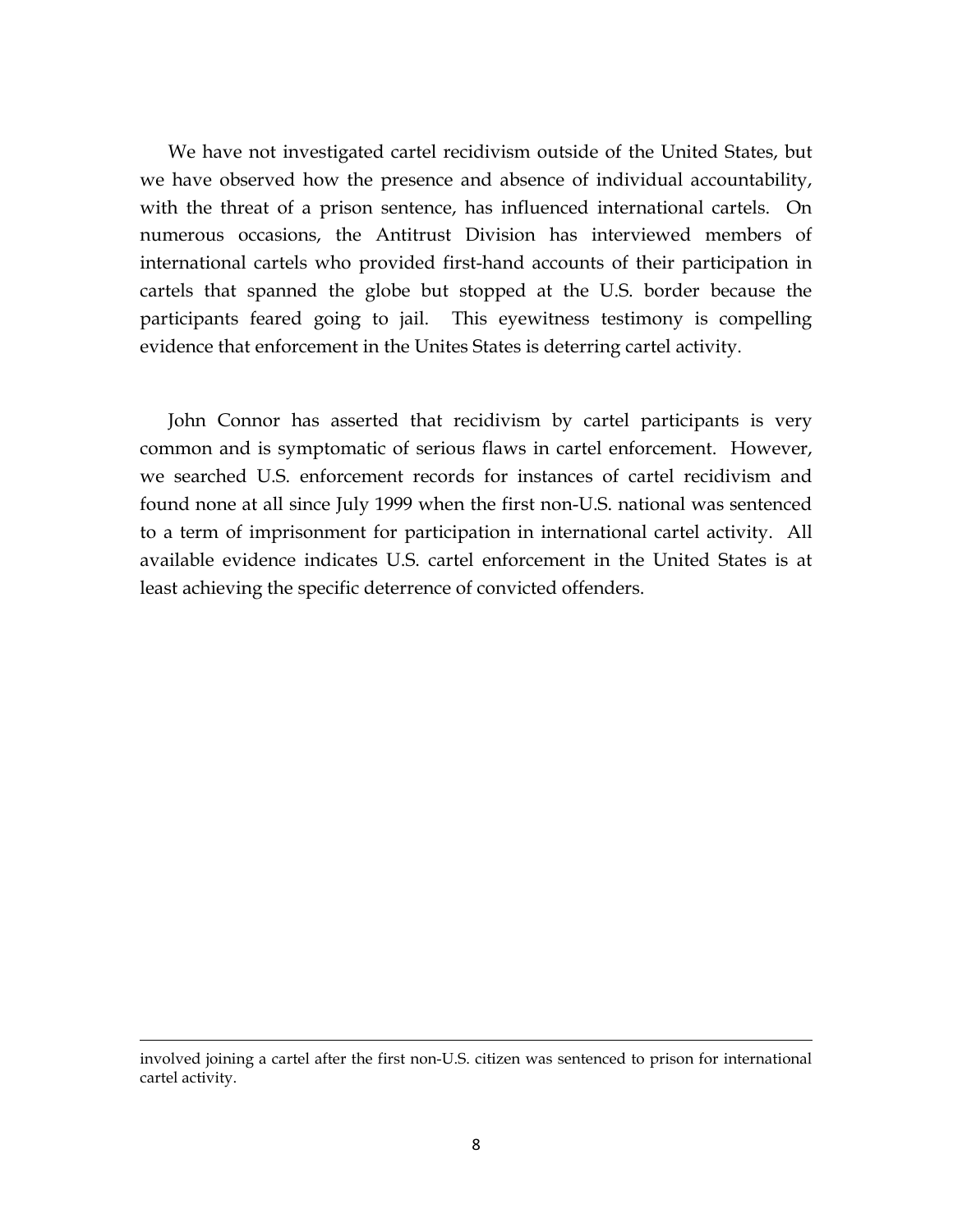We have not investigated cartel recidivism outside of the United States, but we have observed how the presence and absence of individual accountability, with the threat of a prison sentence, has influenced international cartels. On numerous occasions, the Antitrust Division has interviewed members of international cartels who provided first-hand accounts of their participation in cartels that spanned the globe but stopped at the U.S. border because the participants feared going to jail. This eyewitness testimony is compelling evidence that enforcement in the Unites States is deterring cartel activity.

John Connor has asserted that recidivism by cartel participants is very common and is symptomatic of serious flaws in cartel enforcement. However, we searched U.S. enforcement records for instances of cartel recidivism and found none at all since July 1999 when the first non-U.S. national was sentenced to a term of imprisonment for participation in international cartel activity. All available evidence indicates U.S. cartel enforcement in the United States is at least achieving the specific deterrence of convicted offenders.

---

involved joining a cartel after the first non-U.S. citizen was sentenced to prison for international cartel activity.